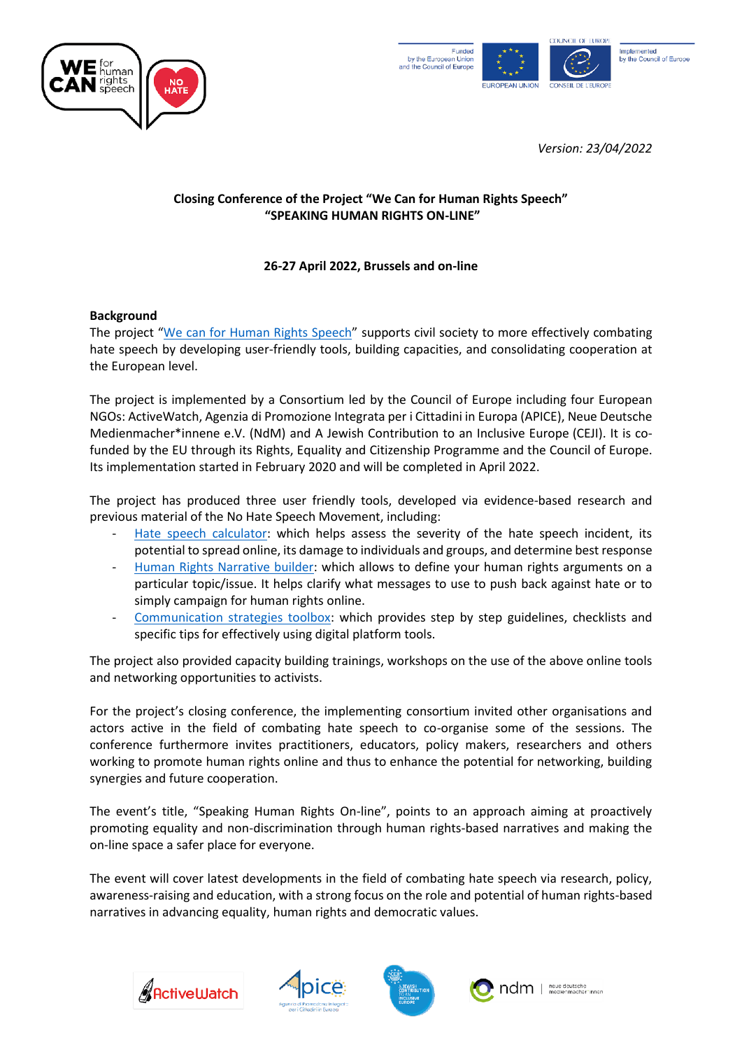*Version: 23/04/2022*

**Closing Conference of the Project "We Can for Human Rights Speech"**
**"SPEAKING HUMAN RIGHTS ON-LINE"**

**26-27 April 2022, Brussels and on-line**

**Background**

The project "We can for Human Rights Speech" supports civil society to more effectively combating hate speech by developing user-friendly tools, building capacities, and consolidating cooperation at the European level.

The project is implemented by a Consortium led by the Council of Europe including four European NGOs: ActiveWatch, Agenzia di Promozione Integrata per i Cittadini in Europa (APICE), Neue Deutsche Medienmacher*innene e.V. (NdM) and A Jewish Contribution to an Inclusive Europe (CEJI). It is co-funded by the EU through its Rights, Equality and Citizenship Programme and the Council of Europe. Its implementation started in February 2020 and will be completed in April 2022.

The project has produced three user friendly tools, developed via evidence-based research and previous material of the No Hate Speech Movement, including:

- Hate speech calculator: which helps assess the severity of the hate speech incident, its potential to spread online, its damage to individuals and groups, and determine best response
- Human Rights Narrative builder: which allows to define your human rights arguments on a particular topic/issue. It helps clarify what messages to use to push back against hate or to simply campaign for human rights online.
- Communication strategies toolbox: which provides step by step guidelines, checklists and specific tips for effectively using digital platform tools.

The project also provided capacity building trainings, workshops on the use of the above online tools and networking opportunities to activists.

For the project's closing conference, the implementing consortium invited other organisations and actors active in the field of combating hate speech to co-organise some of the sessions. The conference furthermore invites practitioners, educators, policy makers, researchers and others working to promote human rights online and thus to enhance the potential for networking, building synergies and future cooperation.

The event's title, "Speaking Human Rights On-line", points to an approach aiming at proactively promoting equality and non-discrimination through human rights-based narratives and making the on-line space a safer place for everyone.

The event will cover latest developments in the field of combating hate speech via research, policy, awareness-raising and education, with a strong focus on the role and potential of human rights-based narratives in advancing equality, human rights and democratic values.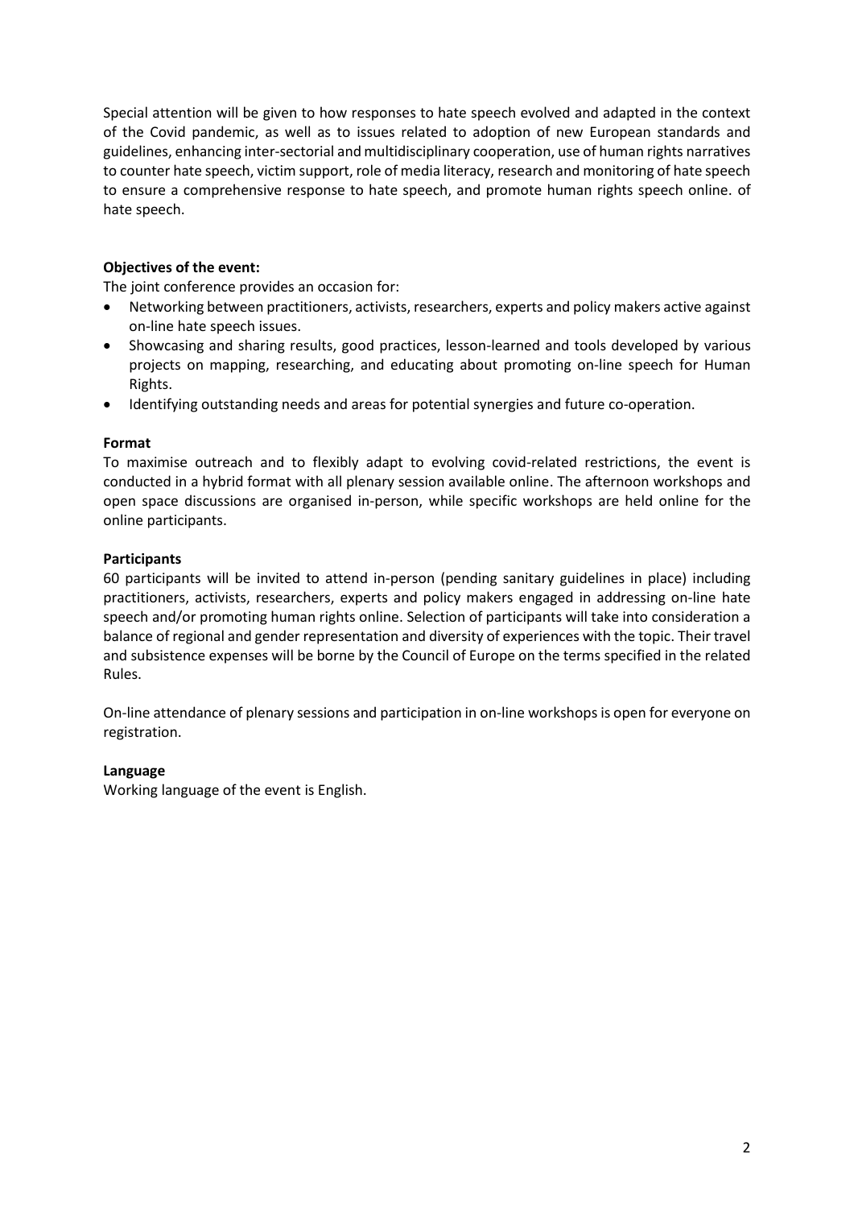Special attention will be given to how responses to hate speech evolved and adapted in the context of the Covid pandemic, as well as to issues related to adoption of new European standards and guidelines, enhancing inter-sectorial and multidisciplinary cooperation, use of human rights narratives to counter hate speech, victim support, role of media literacy, research and monitoring of hate speech to ensure a comprehensive response to hate speech, and promote human rights speech online. of hate speech.

**Objectives of the event:**

The joint conference provides an occasion for:

- Networking between practitioners, activists, researchers, experts and policy makers active against on-line hate speech issues.
- Showcasing and sharing results, good practices, lesson-learned and tools developed by various projects on mapping, researching, and educating about promoting on-line speech for Human Rights.
- Identifying outstanding needs and areas for potential synergies and future co-operation.

**Format**

To maximise outreach and to flexibly adapt to evolving covid-related restrictions, the event is conducted in a hybrid format with all plenary session available online. The afternoon workshops and open space discussions are organised in-person, while specific workshops are held online for the online participants.

**Participants**

60 participants will be invited to attend in-person (pending sanitary guidelines in place) including practitioners, activists, researchers, experts and policy makers engaged in addressing on-line hate speech and/or promoting human rights online. Selection of participants will take into consideration a balance of regional and gender representation and diversity of experiences with the topic. Their travel and subsistence expenses will be borne by the Council of Europe on the terms specified in the related Rules.

On-line attendance of plenary sessions and participation in on-line workshops is open for everyone on registration.

**Language**

Working language of the event is English.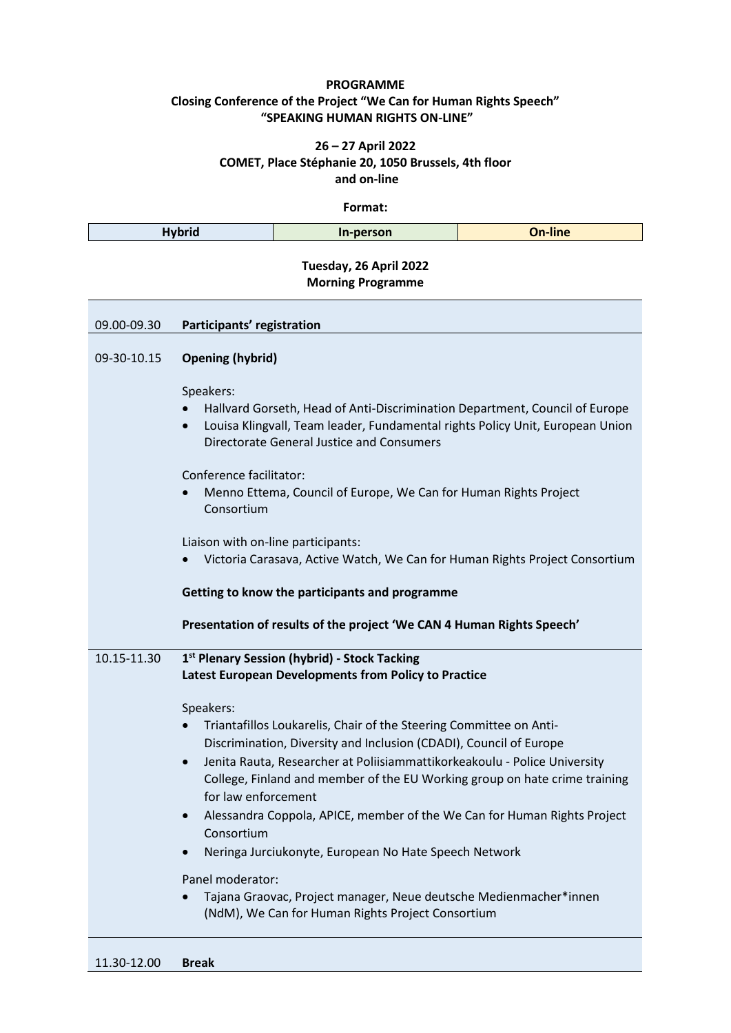**PROGRAMME**
**Closing Conference of the Project "We Can for Human Rights Speech"**
**"SPEAKING HUMAN RIGHTS ON-LINE"**

**26 – 27 April 2022**
**COMET, Place Stéphanie 20, 1050 Brussels, 4th floor**
**and on-line**

**Format:**

| Hybrid | In-person | On-line |
|---|---|---|

**Tuesday, 26 April 2022**
**Morning Programme**

| | |
|---|---|
| 09.00-09.30 | **Participants' registration** |
| 09-30-10.15 | **Opening (hybrid)**<br><br>Speakers:<br>• Hallvard Gorseth, Head of Anti-Discrimination Department, Council of Europe<br>• Louisa Klingvall, Team leader, Fundamental rights Policy Unit, European Union Directorate General Justice and Consumers<br><br>Conference facilitator:<br>• Menno Ettema, Council of Europe, We Can for Human Rights Project Consortium<br><br>Liaison with on-line participants:<br>• Victoria Carasava, Active Watch, We Can for Human Rights Project Consortium<br><br>**Getting to know the participants and programme**<br><br>**Presentation of results of the project 'We CAN 4 Human Rights Speech'** |
| 10.15-11.30 | **1st Plenary Session (hybrid) - Stock Tacking**<br>**Latest European Developments from Policy to Practice**<br><br>Speakers:<br>• Triantafillos Loukarelis, Chair of the Steering Committee on Anti-Discrimination, Diversity and Inclusion (CDADI), Council of Europe<br>• Jenita Rauta, Researcher at Poliisiammattikorkeakoulu - Police University College, Finland and member of the EU Working group on hate crime training for law enforcement<br>• Alessandra Coppola, APICE, member of the We Can for Human Rights Project Consortium<br>• Neringa Jurciukonyte, European No Hate Speech Network<br><br>Panel moderator:<br>• Tajana Graovac, Project manager, Neue deutsche Medienmacher*innen (NdM), We Can for Human Rights Project Consortium |
| 11.30-12.00 | **Break** |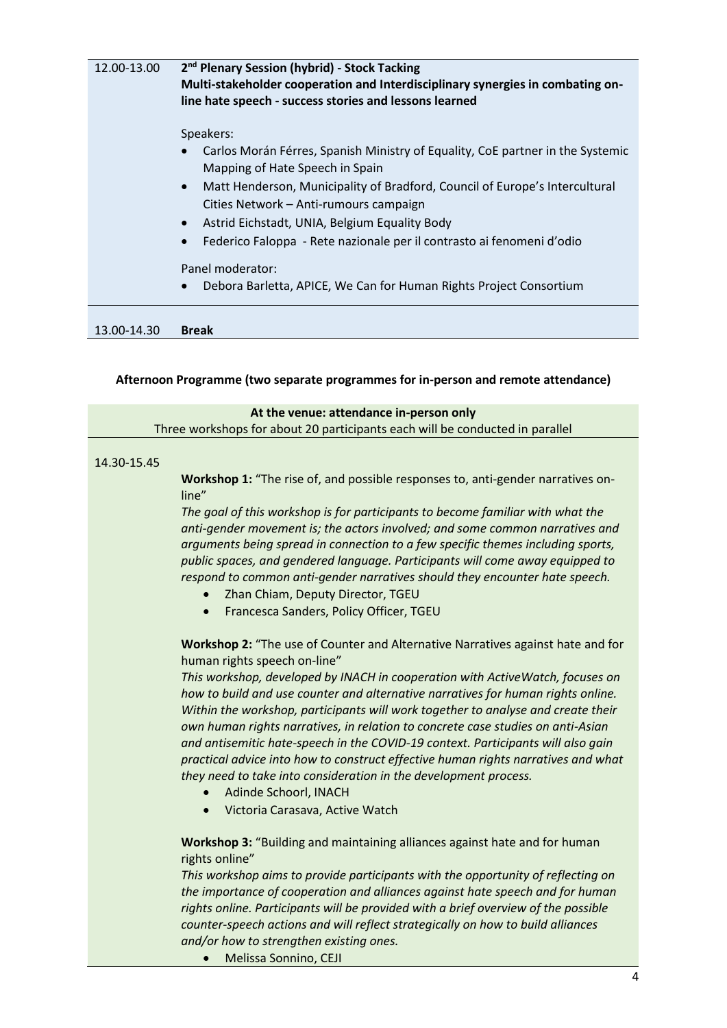**12.00-13.00** **2nd Plenary Session (hybrid) - Stock Tacking**
**Multi-stakeholder cooperation and Interdisciplinary synergies in combating on-line hate speech - success stories and lessons learned**

Speakers:

- Carlos Morán Férres, Spanish Ministry of Equality, CoE partner in the Systemic Mapping of Hate Speech in Spain
- Matt Henderson, Municipality of Bradford, Council of Europe's Intercultural Cities Network – Anti-rumours campaign
- Astrid Eichstadt, UNIA, Belgium Equality Body
- Federico Faloppa - Rete nazionale per il contrasto ai fenomeni d'odio

Panel moderator:

- Debora Barletta, APICE, We Can for Human Rights Project Consortium

**13.00-14.30** **Break**

**Afternoon Programme (two separate programmes for in-person and remote attendance)**

**At the venue: attendance in-person only**

Three workshops for about 20 participants each will be conducted in parallel

**14.30-15.45**

**Workshop 1:** "The rise of, and possible responses to, anti-gender narratives on-line"

*The goal of this workshop is for participants to become familiar with what the anti-gender movement is; the actors involved; and some common narratives and arguments being spread in connection to a few specific themes including sports, public spaces, and gendered language. Participants will come away equipped to respond to common anti-gender narratives should they encounter hate speech.*

- Zhan Chiam, Deputy Director, TGEU
- Francesca Sanders, Policy Officer, TGEU

**Workshop 2:** "The use of Counter and Alternative Narratives against hate and for human rights speech on-line"

*This workshop, developed by INACH in cooperation with ActiveWatch, focuses on how to build and use counter and alternative narratives for human rights online. Within the workshop, participants will work together to analyse and create their own human rights narratives, in relation to concrete case studies on anti-Asian and antisemitic hate-speech in the COVID-19 context. Participants will also gain practical advice into how to construct effective human rights narratives and what they need to take into consideration in the development process.*

- Adinde Schoorl, INACH
- Victoria Carasava, Active Watch

**Workshop 3:** "Building and maintaining alliances against hate and for human rights online"

*This workshop aims to provide participants with the opportunity of reflecting on the importance of cooperation and alliances against hate speech and for human rights online. Participants will be provided with a brief overview of the possible counter-speech actions and will reflect strategically on how to build alliances and/or how to strengthen existing ones.*

- Melissa Sonnino, CEJI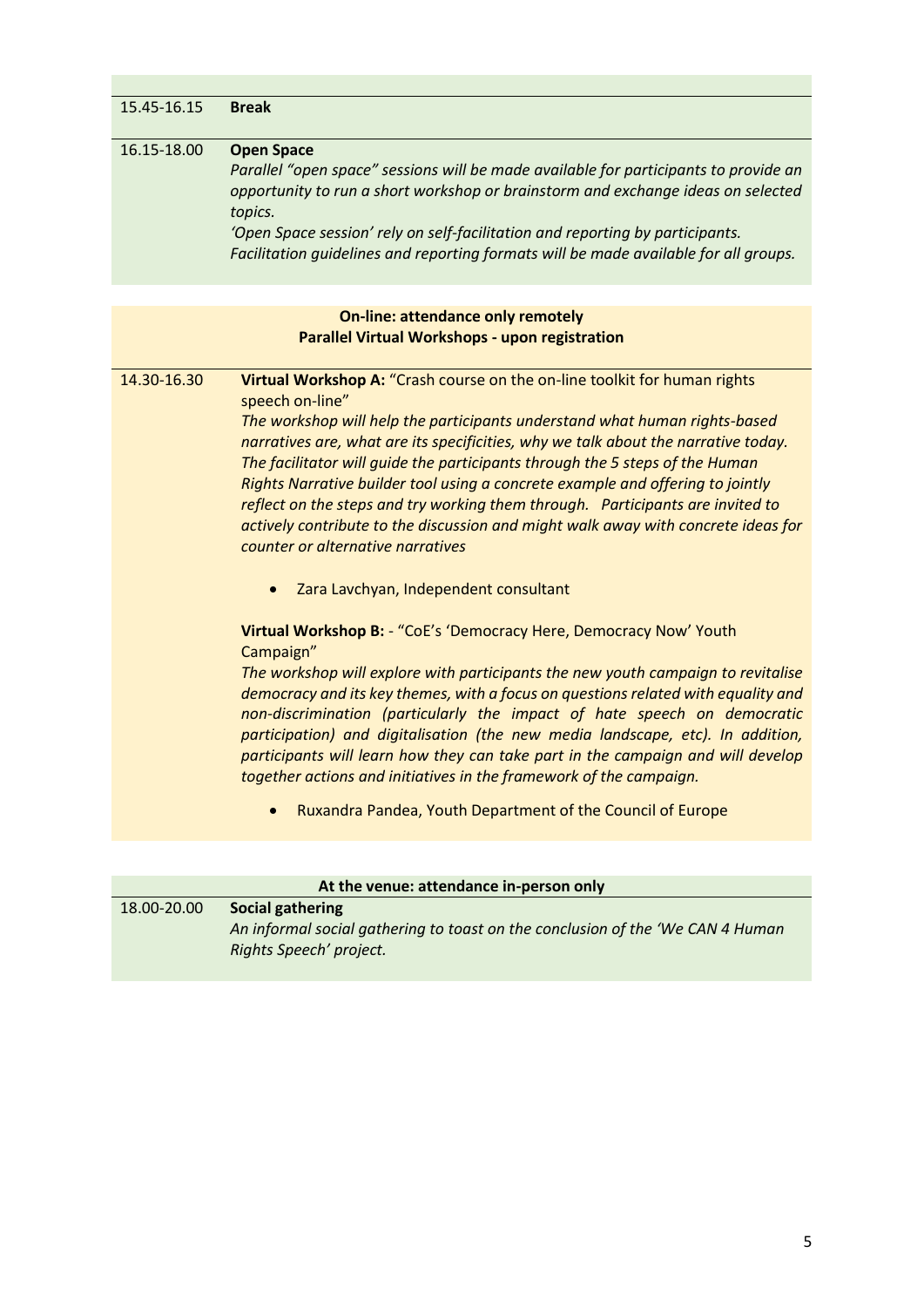| | |
|---|---|
| 15.45-16.15 | **Break** |
| 16.15-18.00 | **Open Space**<br>*Parallel "open space" sessions will be made available for participants to provide an opportunity to run a short workshop or brainstorm and exchange ideas on selected topics.*<br>*'Open Space session' rely on self-facilitation and reporting by participants. Facilitation guidelines and reporting formats will be made available for all groups.* |

**On-line: attendance only remotely**
**Parallel Virtual Workshops - upon registration**

| | |
|---|---|
| 14.30-16.30 | **Virtual Workshop A:** "Crash course on the on-line toolkit for human rights speech on-line"<br>*The workshop will help the participants understand what human rights-based narratives are, what are its specificities, why we talk about the narrative today. The facilitator will guide the participants through the 5 steps of the Human Rights Narrative builder tool using a concrete example and offering to jointly reflect on the steps and try working them through. Participants are invited to actively contribute to the discussion and might walk away with concrete ideas for counter or alternative narratives*<br>• Zara Lavchyan, Independent consultant<br><br>**Virtual Workshop B:** - "CoE's 'Democracy Here, Democracy Now' Youth Campaign"<br>*The workshop will explore with participants the new youth campaign to revitalise democracy and its key themes, with a focus on questions related with equality and non-discrimination (particularly the impact of hate speech on democratic participation) and digitalisation (the new media landscape, etc). In addition, participants will learn how they can take part in the campaign and will develop together actions and initiatives in the framework of the campaign.*<br>• Ruxandra Pandea, Youth Department of the Council of Europe |

**At the venue: attendance in-person only**

| | |
|---|---|
| 18.00-20.00 | **Social gathering**<br>*An informal social gathering to toast on the conclusion of the 'We CAN 4 Human Rights Speech' project.* |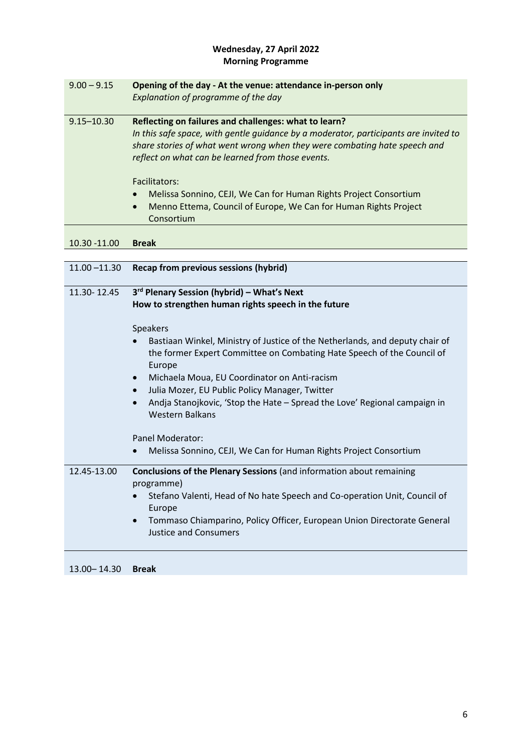**Wednesday, 27 April 2022**
**Morning Programme**

| | |
|---|---|
| 9.00 – 9.15 | **Opening of the day - At the venue: attendance in-person only**<br>*Explanation of programme of the day* |
| 9.15–10.30 | **Reflecting on failures and challenges: what to learn?**<br>*In this safe space, with gentle guidance by a moderator, participants are invited to share stories of what went wrong when they were combating hate speech and reflect on what can be learned from those events.*<br><br>Facilitators:<br>• Melissa Sonnino, CEJI, We Can for Human Rights Project Consortium<br>• Menno Ettema, Council of Europe, We Can for Human Rights Project Consortium |
| 10.30 -11.00 | **Break** |
| 11.00 –11.30 | **Recap from previous sessions (hybrid)** |
| 11.30- 12.45 | **3rd Plenary Session (hybrid) – What's Next**<br>**How to strengthen human rights speech in the future**<br><br>Speakers<br>• Bastiaan Winkel, Ministry of Justice of the Netherlands, and deputy chair of the former Expert Committee on Combating Hate Speech of the Council of Europe<br>• Michaela Moua, EU Coordinator on Anti-racism<br>• Julia Mozer, EU Public Policy Manager, Twitter<br>• Andja Stanojkovic, 'Stop the Hate – Spread the Love' Regional campaign in Western Balkans<br><br>Panel Moderator:<br>• Melissa Sonnino, CEJI, We Can for Human Rights Project Consortium |
| 12.45-13.00 | **Conclusions of the Plenary Sessions** (and information about remaining programme)<br>• Stefano Valenti, Head of No hate Speech and Co-operation Unit, Council of Europe<br>• Tommaso Chiamparino, Policy Officer, European Union Directorate General Justice and Consumers |
| 13.00– 14.30 | **Break** |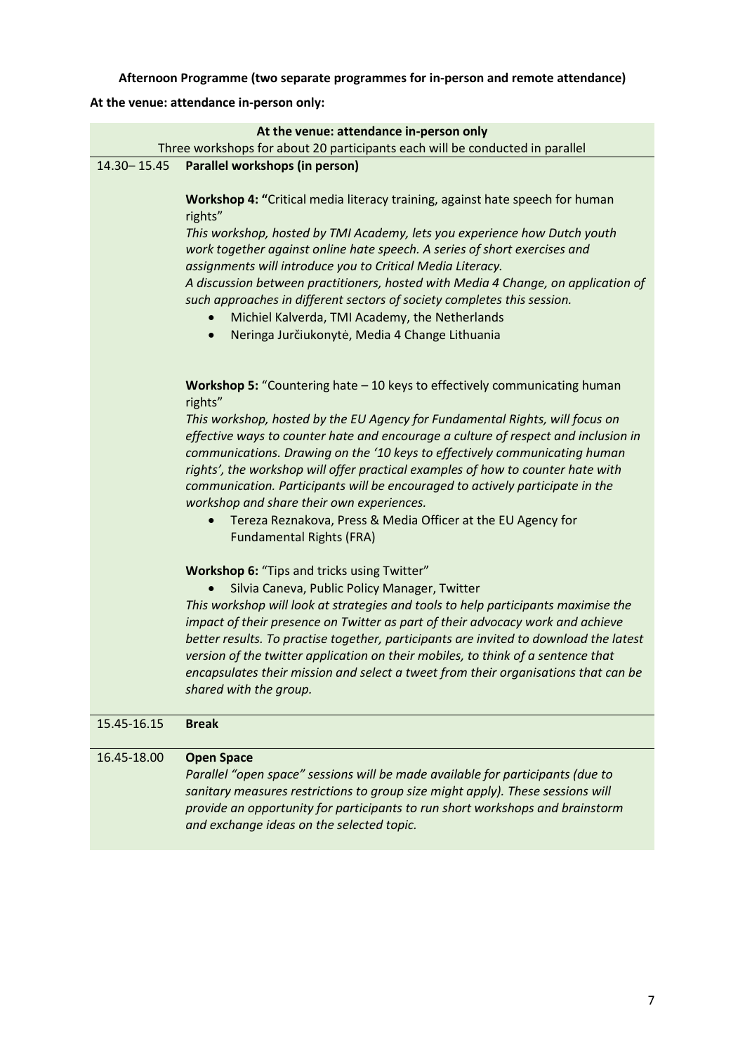**Afternoon Programme (two separate programmes for in-person and remote attendance)**

**At the venue: attendance in-person only:**

| **At the venue: attendance in-person only**<br>Three workshops for about 20 participants each will be conducted in parallel | |
|---|---|
| 14.30– 15.45 | **Parallel workshops (in person)**<br><br>**Workshop 4: "**Critical media literacy training, against hate speech for human rights"<br>*This workshop, hosted by TMI Academy, lets you experience how Dutch youth work together against online hate speech. A series of short exercises and assignments will introduce you to Critical Media Literacy.*<br>*A discussion between practitioners, hosted with Media 4 Change, on application of such approaches in different sectors of society completes this session.*<br>• Michiel Kalverda, TMI Academy, the Netherlands<br>• Neringa Jurčiukonytė, Media 4 Change Lithuania<br><br>**Workshop 5:** "Countering hate – 10 keys to effectively communicating human rights"<br>*This workshop, hosted by the EU Agency for Fundamental Rights, will focus on effective ways to counter hate and encourage a culture of respect and inclusion in communications. Drawing on the '10 keys to effectively communicating human rights', the workshop will offer practical examples of how to counter hate with communication. Participants will be encouraged to actively participate in the workshop and share their own experiences.*<br>• Tereza Reznakova, Press & Media Officer at the EU Agency for Fundamental Rights (FRA)<br><br>**Workshop 6:** "Tips and tricks using Twitter"<br>• Silvia Caneva, Public Policy Manager, Twitter<br>*This workshop will look at strategies and tools to help participants maximise the impact of their presence on Twitter as part of their advocacy work and achieve better results. To practise together, participants are invited to download the latest version of the twitter application on their mobiles, to think of a sentence that encapsulates their mission and select a tweet from their organisations that can be shared with the group.* |
| 15.45-16.15 | **Break** |
| 16.45-18.00 | **Open Space**<br>*Parallel "open space" sessions will be made available for participants (due to sanitary measures restrictions to group size might apply). These sessions will provide an opportunity for participants to run short workshops and brainstorm and exchange ideas on the selected topic.* |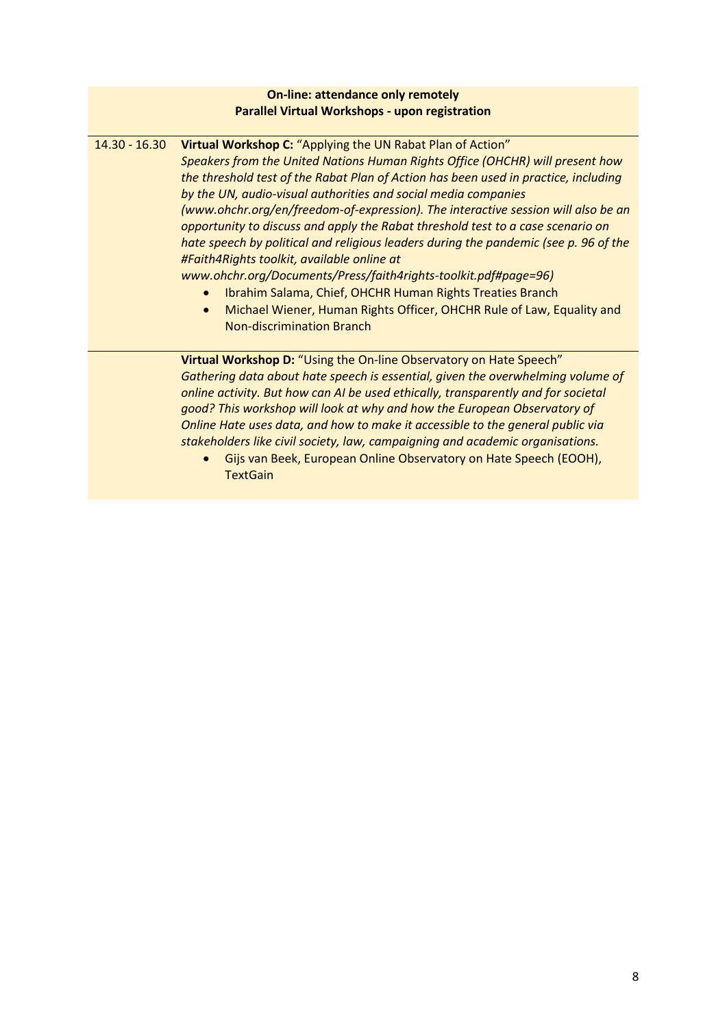**On-line: attendance only remotely**
**Parallel Virtual Workshops - upon registration**

| | |
|---|---|
| 14.30 - 16.30 | **Virtual Workshop C:** "Applying the UN Rabat Plan of Action"<br>*Speakers from the United Nations Human Rights Office (OHCHR) will present how the threshold test of the Rabat Plan of Action has been used in practice, including by the UN, audio-visual authorities and social media companies (www.ohchr.org/en/freedom-of-expression). The interactive session will also be an opportunity to discuss and apply the Rabat threshold test to a case scenario on hate speech by political and religious leaders during the pandemic (see p. 96 of the #Faith4Rights toolkit, available online at www.ohchr.org/Documents/Press/faith4rights-toolkit.pdf#page=96)*<br>• Ibrahim Salama, Chief, OHCHR Human Rights Treaties Branch<br>• Michael Wiener, Human Rights Officer, OHCHR Rule of Law, Equality and Non-discrimination Branch |
| | **Virtual Workshop D:** "Using the On-line Observatory on Hate Speech"<br>*Gathering data about hate speech is essential, given the overwhelming volume of online activity. But how can AI be used ethically, transparently and for societal good? This workshop will look at why and how the European Observatory of Online Hate uses data, and how to make it accessible to the general public via stakeholders like civil society, law, campaigning and academic organisations.*<br>• Gijs van Beek, European Online Observatory on Hate Speech (EOOH), TextGain |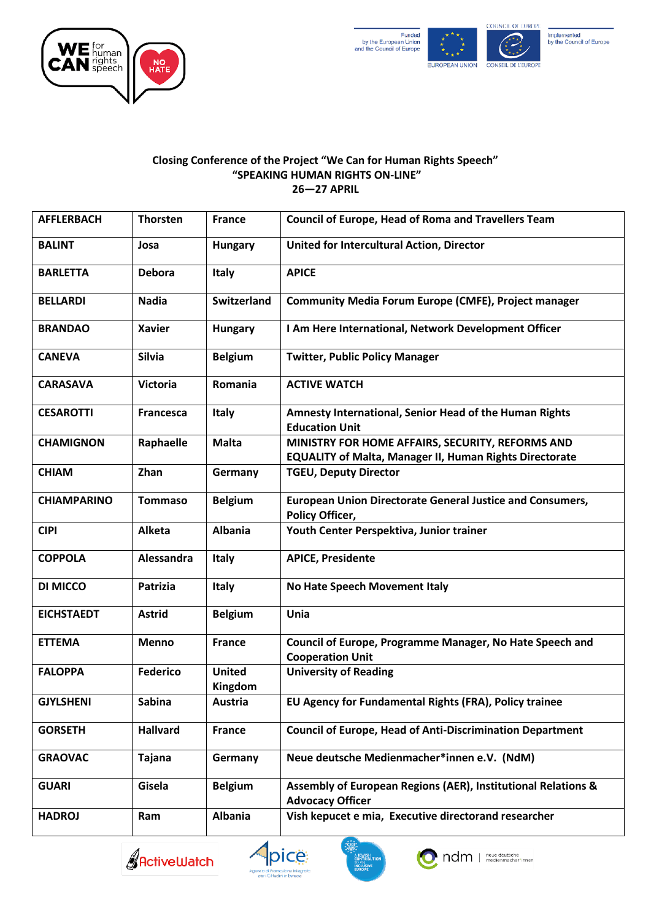**Closing Conference of the Project "We Can for Human Rights Speech"**
**"SPEAKING HUMAN RIGHTS ON-LINE"**
**26—27 APRIL**

| | | | |
|---|---|---|---|
| **AFFLERBACH** | **Thorsten** | **France** | **Council of Europe, Head of Roma and Travellers Team** |
| **BALINT** | **Josa** | **Hungary** | **United for Intercultural Action, Director** |
| **BARLETTA** | **Debora** | **Italy** | **APICE** |
| **BELLARDI** | **Nadia** | **Switzerland** | **Community Media Forum Europe (CMFE), Project manager** |
| **BRANDAO** | **Xavier** | **Hungary** | **I Am Here International, Network Development Officer** |
| **CANEVA** | **Silvia** | **Belgium** | **Twitter, Public Policy Manager** |
| **CARASAVA** | **Victoria** | **Romania** | **ACTIVE WATCH** |
| **CESAROTTI** | **Francesca** | **Italy** | **Amnesty International, Senior Head of the Human Rights Education Unit** |
| **CHAMIGNON** | **Raphaelle** | **Malta** | **MINISTRY FOR HOME AFFAIRS, SECURITY, REFORMS AND EQUALITY of Malta, Manager II, Human Rights Directorate** |
| **CHIAM** | **Zhan** | **Germany** | **TGEU, Deputy Director** |
| **CHIAMPARINO** | **Tommaso** | **Belgium** | **European Union Directorate General Justice and Consumers, Policy Officer,** |
| **CIPI** | **Alketa** | **Albania** | **Youth Center Perspektiva, Junior trainer** |
| **COPPOLA** | **Alessandra** | **Italy** | **APICE, Presidente** |
| **DI MICCO** | **Patrizia** | **Italy** | **No Hate Speech Movement Italy** |
| **EICHSTAEDT** | **Astrid** | **Belgium** | **Unia** |
| **ETTEMA** | **Menno** | **France** | **Council of Europe, Programme Manager, No Hate Speech and Cooperation Unit** |
| **FALOPPA** | **Federico** | **United Kingdom** | **University of Reading** |
| **GJYLSHENI** | **Sabina** | **Austria** | **EU Agency for Fundamental Rights (FRA), Policy trainee** |
| **GORSETH** | **Hallvard** | **France** | **Council of Europe, Head of Anti-Discrimination Department** |
| **GRAOVAC** | **Tajana** | **Germany** | **Neue deutsche Medienmacher*innen e.V. (NdM)** |
| **GUARI** | **Gisela** | **Belgium** | **Assembly of European Regions (AER), Institutional Relations & Advocacy Officer** |
| **HADROJ** | **Ram** | **Albania** | **Vish kepucet e mia, Executive directorand researcher** |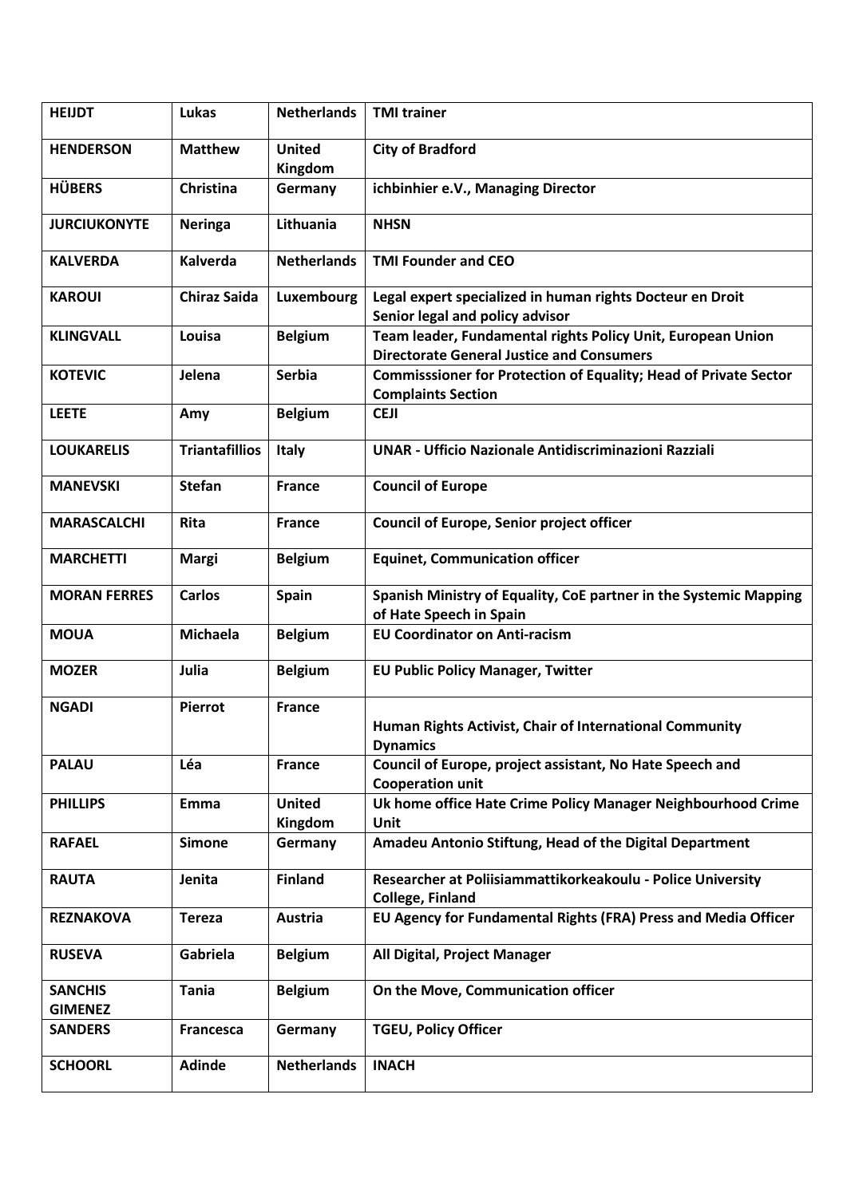| **HEIJDT** | **Lukas** | **Netherlands** | **TMI trainer** |
|---|---|---|---|
| **HENDERSON** | **Matthew** | **United Kingdom** | **City of Bradford** |
| **HÜBERS** | **Christina** | **Germany** | **ichbinhier e.V., Managing Director** |
| **JURCIUKONYTE** | **Neringa** | **Lithuania** | **NHSN** |
| **KALVERDA** | **Kalverda** | **Netherlands** | **TMI Founder and CEO** |
| **KAROUI** | **Chiraz Saida** | **Luxembourg** | **Legal expert specialized in human rights Docteur en Droit Senior legal and policy advisor** |
| **KLINGVALL** | **Louisa** | **Belgium** | **Team leader, Fundamental rights Policy Unit, European Union Directorate General Justice and Consumers** |
| **KOTEVIC** | **Jelena** | **Serbia** | **Commisssioner for Protection of Equality; Head of Private Sector Complaints Section** |
| **LEETE** | **Amy** | **Belgium** | **CEJI** |
| **LOUKARELIS** | **Triantafillios** | **Italy** | **UNAR - Ufficio Nazionale Antidiscriminazioni Razziali** |
| **MANEVSKI** | **Stefan** | **France** | **Council of Europe** |
| **MARASCALCHI** | **Rita** | **France** | **Council of Europe, Senior project officer** |
| **MARCHETTI** | **Margi** | **Belgium** | **Equinet, Communication officer** |
| **MORAN FERRES** | **Carlos** | **Spain** | **Spanish Ministry of Equality, CoE partner in the Systemic Mapping of Hate Speech in Spain** |
| **MOUA** | **Michaela** | **Belgium** | **EU Coordinator on Anti-racism** |
| **MOZER** | **Julia** | **Belgium** | **EU Public Policy Manager, Twitter** |
| **NGADI** | **Pierrot** | **France** | **Human Rights Activist, Chair of International Community Dynamics** |
| **PALAU** | **Léa** | **France** | **Council of Europe, project assistant, No Hate Speech and Cooperation unit** |
| **PHILLIPS** | **Emma** | **United Kingdom** | **Uk home office Hate Crime Policy Manager Neighbourhood Crime Unit** |
| **RAFAEL** | **Simone** | **Germany** | **Amadeu Antonio Stiftung, Head of the Digital Department** |
| **RAUTA** | **Jenita** | **Finland** | **Researcher at Poliisiammattikorkeakoulu - Police University College, Finland** |
| **REZNAKOVA** | **Tereza** | **Austria** | **EU Agency for Fundamental Rights (FRA) Press and Media Officer** |
| **RUSEVA** | **Gabriela** | **Belgium** | **All Digital, Project Manager** |
| **SANCHIS GIMENEZ** | **Tania** | **Belgium** | **On the Move, Communication officer** |
| **SANDERS** | **Francesca** | **Germany** | **TGEU, Policy Officer** |
| **SCHOORL** | **Adinde** | **Netherlands** | **INACH** |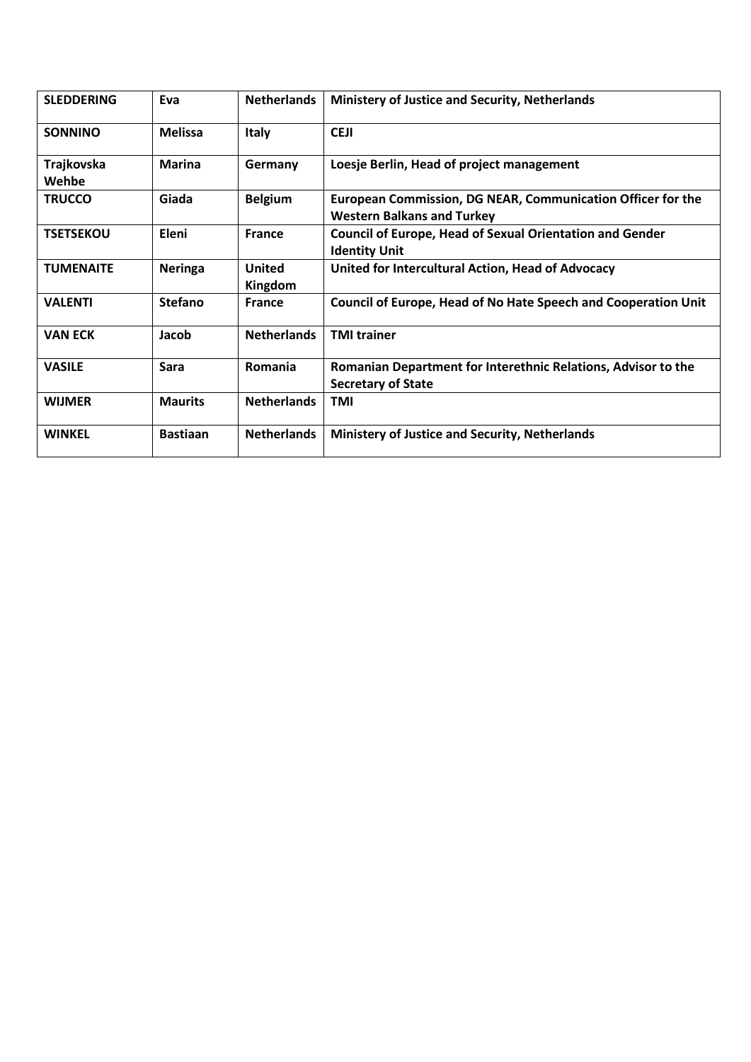| | | | |
|---|---|---|---|
| **SLEDDERING** | **Eva** | **Netherlands** | **Ministery of Justice and Security, Netherlands** |
| **SONNINO** | **Melissa** | **Italy** | **CEJI** |
| **Trajkovska Wehbe** | **Marina** | **Germany** | **Loesje Berlin, Head of project management** |
| **TRUCCO** | **Giada** | **Belgium** | **European Commission, DG NEAR, Communication Officer for the Western Balkans and Turkey** |
| **TSETSEKOU** | **Eleni** | **France** | **Council of Europe, Head of Sexual Orientation and Gender Identity Unit** |
| **TUMENAITE** | **Neringa** | **United Kingdom** | **United for Intercultural Action, Head of Advocacy** |
| **VALENTI** | **Stefano** | **France** | **Council of Europe, Head of No Hate Speech and Cooperation Unit** |
| **VAN ECK** | **Jacob** | **Netherlands** | **TMI trainer** |
| **VASILE** | **Sara** | **Romania** | **Romanian Department for Interethnic Relations, Advisor to the Secretary of State** |
| **WIJMER** | **Maurits** | **Netherlands** | **TMI** |
| **WINKEL** | **Bastiaan** | **Netherlands** | **Ministery of Justice and Security, Netherlands** |